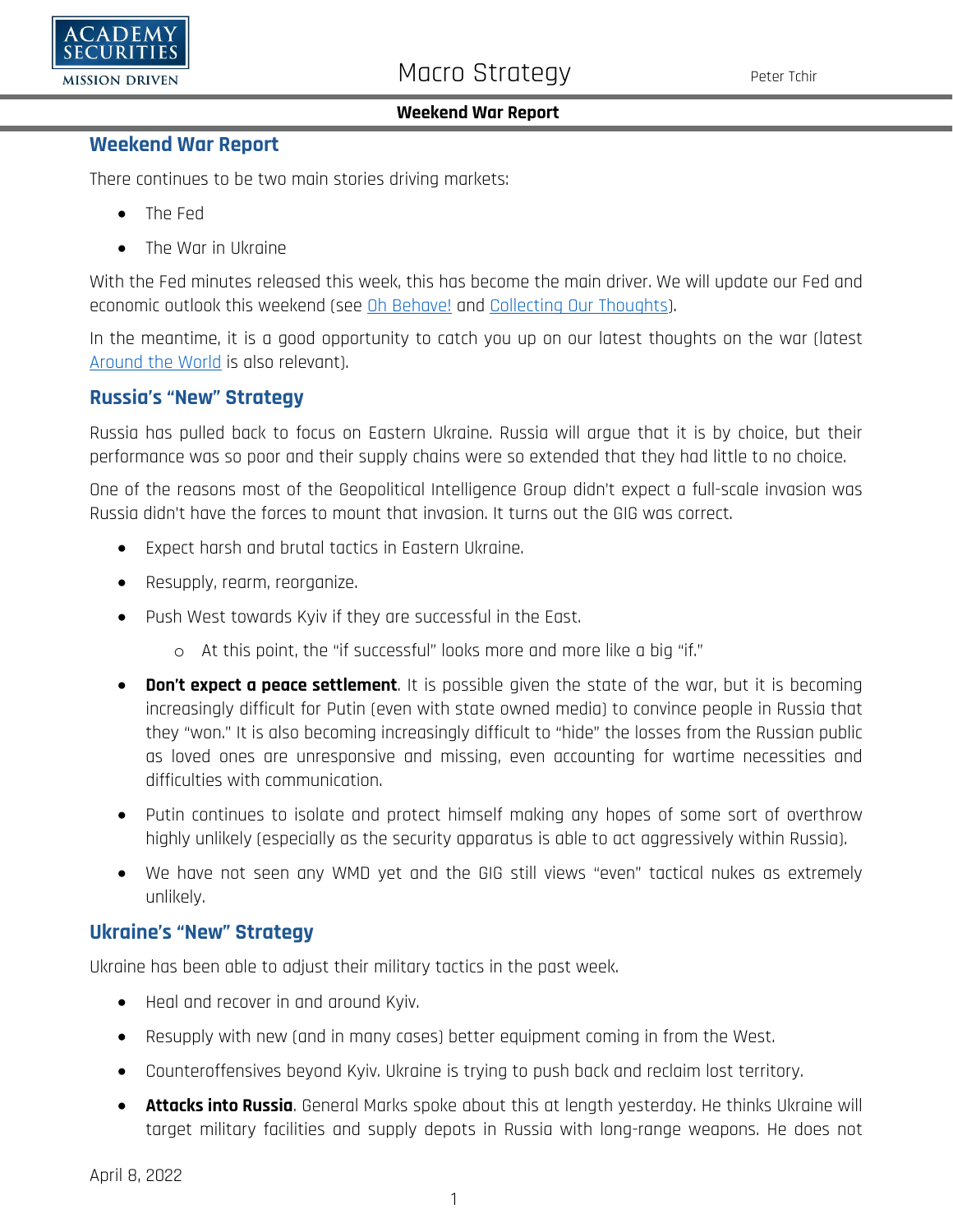# Weekend War Report

There continues to be two main stories driving markets:

- The Fed
- The War in Ukraine

With the Fed minutes released this week, this has become the main driver. We will update our Fed and economic outlook this weekend (see Oh Behave! and Collecting Our Thoughts).

In the meantime, it is a good opportunity to catch you up on our latest thoughts on the war (latest Around the World is also relevant).

## Russia's "New" Strategy

Russia has pulled back to focus on Eastern Ukraine. Russia will argue that it is by choice, but their performance was so poor and their supply chains were so extended that they had little to no choice.

One of the reasons most of the Geopolitical Intelligence Group didn't expect a full-scale invasion was Russia didn't have the forces to mount that invasion. It turns out the GIG was correct.

- Expect harsh and brutal tactics in Eastern Ukraine.
- Resupply, rearm, reorganize.
- Push West towards Kyiv if they are successful in the East.
    - At this point, the "if successful" looks more and more like a big "if."
- **Don't expect a peace settlement**. It is possible given the state of the war, but it is becoming increasingly difficult for Putin (even with state owned media) to convince people in Russia that they "won." It is also becoming increasingly difficult to "hide" the losses from the Russian public as loved ones are unresponsive and missing, even accounting for wartime necessities and difficulties with communication.
- Putin continues to isolate and protect himself making any hopes of some sort of overthrow highly unlikely (especially as the security apparatus is able to act aggressively within Russia).
- We have not seen any WMD yet and the GIG still views "even" tactical nukes as extremely unlikely.

## Ukraine's "New" Strategy

Ukraine has been able to adjust their military tactics in the past week.

- Heal and recover in and around Kyiv.
- Resupply with new (and in many cases) better equipment coming in from the West.
- Counteroffensives beyond Kyiv. Ukraine is trying to push back and reclaim lost territory.
- **Attacks into Russia**. General Marks spoke about this at length yesterday. He thinks Ukraine will target military facilities and supply depots in Russia with long-range weapons. He does not

April 8, 2022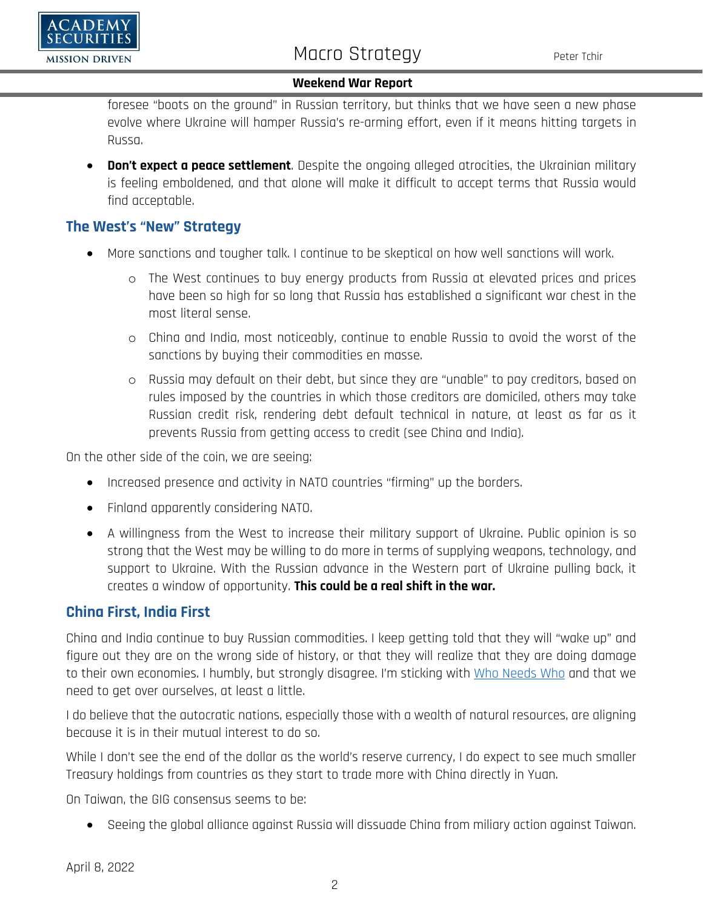foresee "boots on the ground" in Russian territory, but thinks that we have seen a new phase evolve where Ukraine will hamper Russia's re-arming effort, even if it means hitting targets in Russa.

- **Don't expect a peace settlement**. Despite the ongoing alleged atrocities, the Ukrainian military is feeling emboldened, and that alone will make it difficult to accept terms that Russia would find acceptable.

## The West's "New" Strategy

- More sanctions and tougher talk. I continue to be skeptical on how well sanctions will work.
  - The West continues to buy energy products from Russia at elevated prices and prices have been so high for so long that Russia has established a significant war chest in the most literal sense.
  - China and India, most noticeably, continue to enable Russia to avoid the worst of the sanctions by buying their commodities en masse.
  - Russia may default on their debt, but since they are "unable" to pay creditors, based on rules imposed by the countries in which those creditors are domiciled, others may take Russian credit risk, rendering debt default technical in nature, at least as far as it prevents Russia from getting access to credit (see China and India).

On the other side of the coin, we are seeing:

- Increased presence and activity in NATO countries "firming" up the borders.
- Finland apparently considering NATO.
- A willingness from the West to increase their military support of Ukraine. Public opinion is so strong that the West may be willing to do more in terms of supplying weapons, technology, and support to Ukraine. With the Russian advance in the Western part of Ukraine pulling back, it creates a window of opportunity. **This could be a real shift in the war.**

## China First, India First

China and India continue to buy Russian commodities. I keep getting told that they will "wake up" and figure out they are on the wrong side of history, or that they will realize that they are doing damage to their own economies. I humbly, but strongly disagree. I'm sticking with Who Needs Who and that we need to get over ourselves, at least a little.

I do believe that the autocratic nations, especially those with a wealth of natural resources, are aligning because it is in their mutual interest to do so.

While I don't see the end of the dollar as the world's reserve currency, I do expect to see much smaller Treasury holdings from countries as they start to trade more with China directly in Yuan.

On Taiwan, the GIG consensus seems to be:

- Seeing the global alliance against Russia will dissuade China from miliary action against Taiwan.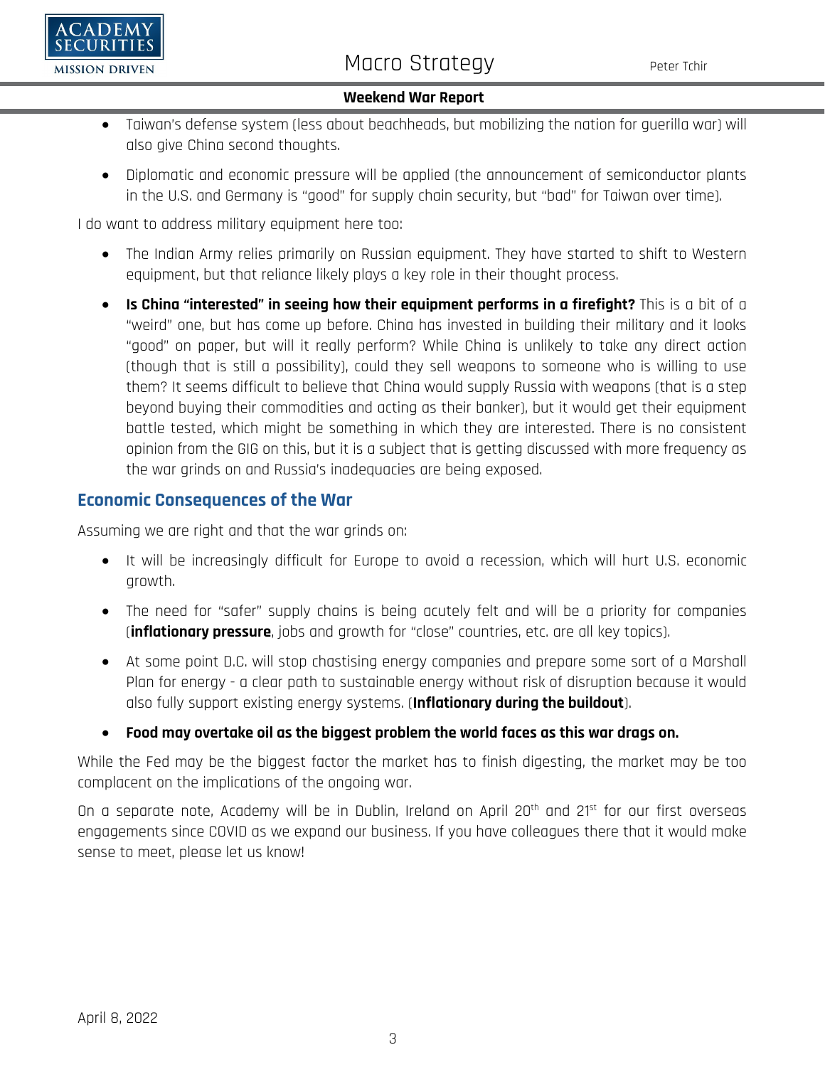- Taiwan's defense system (less about beachheads, but mobilizing the nation for guerilla war) will also give China second thoughts.
- Diplomatic and economic pressure will be applied (the announcement of semiconductor plants in the U.S. and Germany is "good" for supply chain security, but "bad" for Taiwan over time).

I do want to address military equipment here too:

- The Indian Army relies primarily on Russian equipment. They have started to shift to Western equipment, but that reliance likely plays a key role in their thought process.
- **Is China "interested" in seeing how their equipment performs in a firefight?** This is a bit of a "weird" one, but has come up before. China has invested in building their military and it looks "good" on paper, but will it really perform? While China is unlikely to take any direct action (though that is still a possibility), could they sell weapons to someone who is willing to use them? It seems difficult to believe that China would supply Russia with weapons (that is a step beyond buying their commodities and acting as their banker), but it would get their equipment battle tested, which might be something in which they are interested. There is no consistent opinion from the GIG on this, but it is a subject that is getting discussed with more frequency as the war grinds on and Russia's inadequacies are being exposed.

## Economic Consequences of the War

Assuming we are right and that the war grinds on:

- It will be increasingly difficult for Europe to avoid a recession, which will hurt U.S. economic growth.
- The need for "safer" supply chains is being acutely felt and will be a priority for companies (**inflationary pressure**, jobs and growth for "close" countries, etc. are all key topics).
- At some point D.C. will stop chastising energy companies and prepare some sort of a Marshall Plan for energy - a clear path to sustainable energy without risk of disruption because it would also fully support existing energy systems. (**Inflationary during the buildout**).
- **Food may overtake oil as the biggest problem the world faces as this war drags on.**

While the Fed may be the biggest factor the market has to finish digesting, the market may be too complacent on the implications of the ongoing war.

On a separate note, Academy will be in Dublin, Ireland on April 20th and 21st for our first overseas engagements since COVID as we expand our business. If you have colleagues there that it would make sense to meet, please let us know!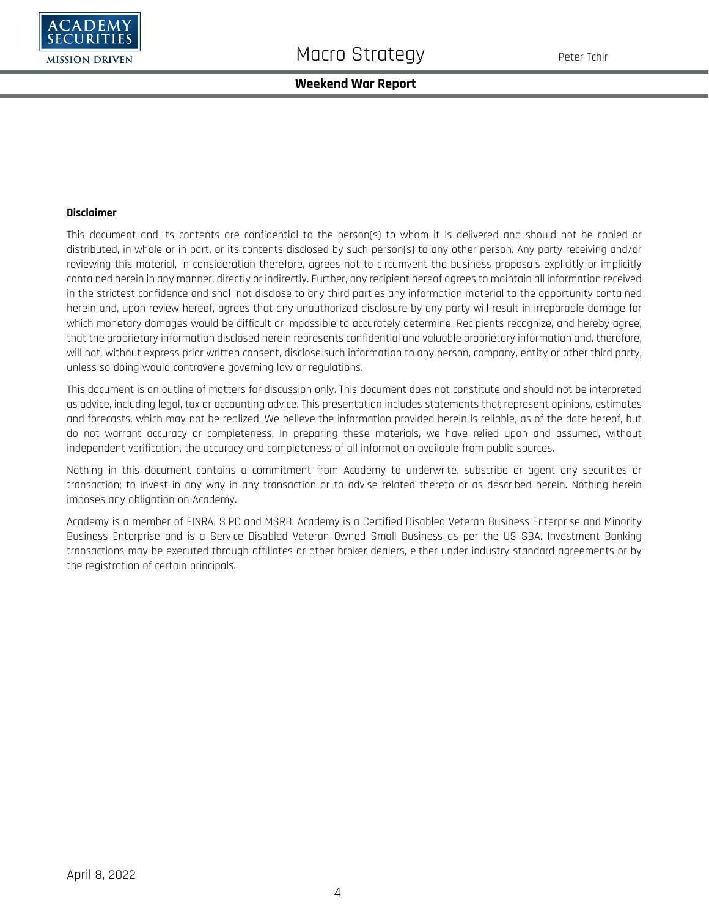**Disclaimer**

This document and its contents are confidential to the person(s) to whom it is delivered and should not be copied or distributed, in whole or in part, or its contents disclosed by such person(s) to any other person. Any party receiving and/or reviewing this material, in consideration therefore, agrees not to circumvent the business proposals explicitly or implicitly contained herein in any manner, directly or indirectly. Further, any recipient hereof agrees to maintain all information received in the strictest confidence and shall not disclose to any third parties any information material to the opportunity contained herein and, upon review hereof, agrees that any unauthorized disclosure by any party will result in irreparable damage for which monetary damages would be difficult or impossible to accurately determine. Recipients recognize, and hereby agree, that the proprietary information disclosed herein represents confidential and valuable proprietary information and, therefore, will not, without express prior written consent, disclose such information to any person, company, entity or other third party, unless so doing would contravene governing law or regulations.

This document is an outline of matters for discussion only. This document does not constitute and should not be interpreted as advice, including legal, tax or accounting advice. This presentation includes statements that represent opinions, estimates and forecasts, which may not be realized. We believe the information provided herein is reliable, as of the date hereof, but do not warrant accuracy or completeness. In preparing these materials, we have relied upon and assumed, without independent verification, the accuracy and completeness of all information available from public sources.

Nothing in this document contains a commitment from Academy to underwrite, subscribe or agent any securities or transaction; to invest in any way in any transaction or to advise related thereto or as described herein. Nothing herein imposes any obligation on Academy.

Academy is a member of FINRA, SIPC and MSRB. Academy is a Certified Disabled Veteran Business Enterprise and Minority Business Enterprise and is a Service Disabled Veteran Owned Small Business as per the US SBA. Investment Banking transactions may be executed through affiliates or other broker dealers, either under industry standard agreements or by the registration of certain principals.